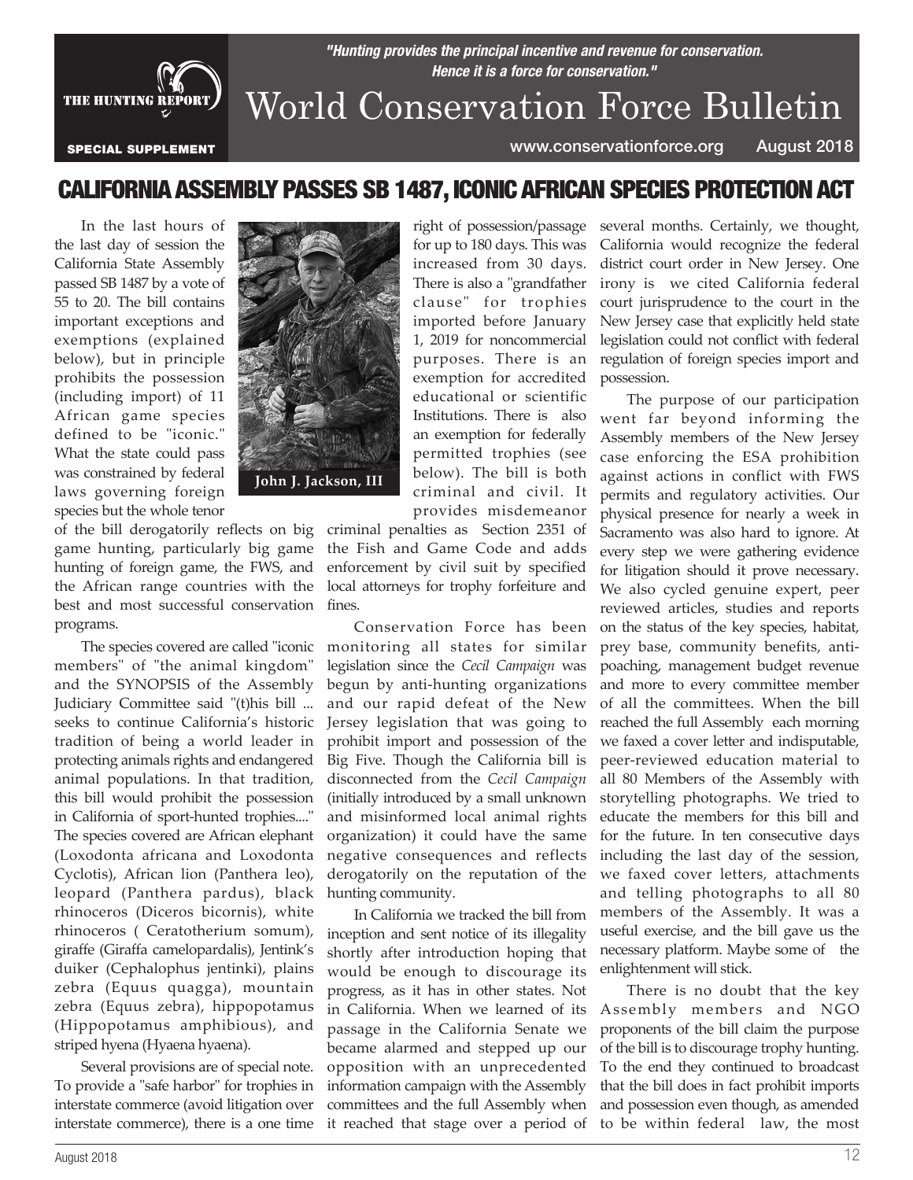"Hunting provides the principal incentive and revenue for conservation. Hence it is a force for conservation."

# World Conservation Force Bulletin

SPECIAL SUPPLEMENT

www.conservationforce.org August 2018

## CALIFORNIA ASSEMBLY PASSES SB 1487, ICONIC AFRICAN SPECIES PROTECTION ACT

John J. Jackson, III

In the last hours of the last day of session the California State Assembly passed SB 1487 by a vote of 55 to 20. The bill contains important exceptions and exemptions (explained below), but in principle prohibits the possession (including import) of 11 African game species defined to be "iconic." What the state could pass was constrained by federal laws governing foreign species but the whole tenor of the bill derogatorily reflects on big game hunting, particularly big game hunting of foreign game, the FWS, and the African range countries with the best and most successful conservation programs.

The species covered are called "iconic members" of "the animal kingdom" and the SYNOPSIS of the Assembly Judiciary Committee said "(t)his bill ... seeks to continue California's historic tradition of being a world leader in protecting animals rights and endangered animal populations. In that tradition, this bill would prohibit the possession in California of sport-hunted trophies...." The species covered are African elephant (Loxodonta africana and Loxodonta Cyclotis), African lion (Panthera leo), leopard (Panthera pardus), black rhinoceros (Diceros bicornis), white rhinoceros ( Ceratotherium somum), giraffe (Giraffa camelopardalis), Jentink's duiker (Cephalophus jentinki), plains zebra (Equus quagga), mountain zebra (Equus zebra), hippopotamus (Hippopotamus amphibious), and striped hyena (Hyaena hyaena).

Several provisions are of special note. To provide a "safe harbor" for trophies in interstate commerce (avoid litigation over interstate commerce), there is a one time right of possession/passage for up to 180 days. This was increased from 30 days. There is also a "grandfather clause" for trophies imported before January 1, 2019 for noncommercial purposes. There is an exemption for accredited educational or scientific Institutions. There is also an exemption for federally permitted trophies (see below). The bill is both criminal and civil. It provides misdemeanor criminal penalties as Section 2351 of the Fish and Game Code and adds enforcement by civil suit by specified local attorneys for trophy forfeiture and fines.

Conservation Force has been monitoring all states for similar legislation since the *Cecil Campaign* was begun by anti-hunting organizations and our rapid defeat of the New Jersey legislation that was going to prohibit import and possession of the Big Five. Though the California bill is disconnected from the *Cecil Campaign* (initially introduced by a small unknown and misinformed local animal rights organization) it could have the same negative consequences and reflects derogatorily on the reputation of the hunting community.

In California we tracked the bill from inception and sent notice of its illegality shortly after introduction hoping that would be enough to discourage its progress, as it has in other states. Not in California. When we learned of its passage in the California Senate we became alarmed and stepped up our opposition with an unprecedented information campaign with the Assembly committees and the full Assembly when it reached that stage over a period of several months. Certainly, we thought, California would recognize the federal district court order in New Jersey. One irony is we cited California federal court jurisprudence to the court in the New Jersey case that explicitly held state legislation could not conflict with federal regulation of foreign species import and possession.

The purpose of our participation went far beyond informing the Assembly members of the New Jersey case enforcing the ESA prohibition against actions in conflict with FWS permits and regulatory activities. Our physical presence for nearly a week in Sacramento was also hard to ignore. At every step we were gathering evidence for litigation should it prove necessary. We also cycled genuine expert, peer reviewed articles, studies and reports on the status of the key species, habitat, prey base, community benefits, anti-poaching, management budget revenue and more to every committee member of all the committees. When the bill reached the full Assembly each morning we faxed a cover letter and indisputable, peer-reviewed education material to all 80 Members of the Assembly with storytelling photographs. We tried to educate the members for this bill and for the future. In ten consecutive days including the last day of the session, we faxed cover letters, attachments and telling photographs to all 80 members of the Assembly. It was a useful exercise, and the bill gave us the necessary platform. Maybe some of the enlightenment will stick.

There is no doubt that the key Assembly members and NGO proponents of the bill claim the purpose of the bill is to discourage trophy hunting. To the end they continued to broadcast that the bill does in fact prohibit imports and possession even though, as amended to be within federal law, the most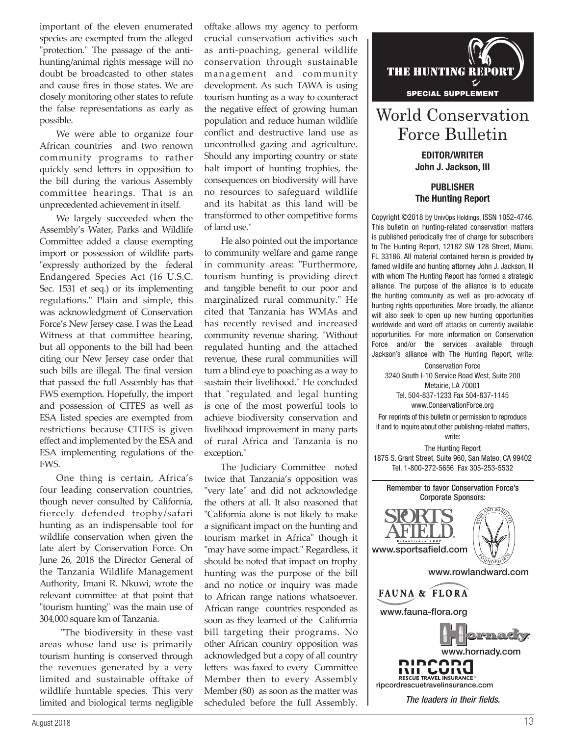important of the eleven enumerated species are exempted from the alleged "protection." The passage of the anti-hunting/animal rights message will no doubt be broadcasted to other states and cause fires in those states. We are closely monitoring other states to refute the false representations as early as possible.

We were able to organize four African countries and two renown community programs to rather quickly send letters in opposition to the bill during the various Assembly committee hearings. That is an unprecedented achievement in itself.

We largely succeeded when the Assembly's Water, Parks and Wildlife Committee added a clause exempting import or possession of wildlife parts "expressly authorized by the federal Endangered Species Act (16 U.S.C. Sec. 1531 et seq.) or its implementing regulations." Plain and simple, this was acknowledgment of Conservation Force's New Jersey case. I was the Lead Witness at that committee hearing, but all opponents to the bill had been citing our New Jersey case order that such bills are illegal. The final version that passed the full Assembly has that FWS exemption. Hopefully, the import and possession of CITES as well as ESA listed species are exempted from restrictions because CITES is given effect and implemented by the ESA and ESA implementing regulations of the FWS.

One thing is certain, Africa's four leading conservation countries, though never consulted by California, fiercely defended trophy/safari hunting as an indispensable tool for wildlife conservation when given the late alert by Conservation Force. On June 26, 2018 the Director General of the Tanzania Wildlife Management Authority, Imani R. Nkuwi, wrote the relevant committee at that point that "tourism hunting" was the main use of 304,000 square km of Tanzania.

"The biodiversity in these vast areas whose land use is primarily tourism hunting is conserved through the revenues generated by a very limited and sustainable offtake of wildlife huntable species. This very limited and biological terms negligible offtake allows my agency to perform crucial conservation activities such as anti-poaching, general wildlife conservation through sustainable management and community development. As such TAWA is using tourism hunting as a way to counteract the negative effect of growing human population and reduce human wildlife conflict and destructive land use as uncontrolled gazing and agriculture. Should any importing country or state halt import of hunting trophies, the consequences on biodiversity will have no resources to safeguard wildlife and its habitat as this land will be transformed to other competitive forms of land use."

He also pointed out the importance to community welfare and game range in community areas: "Furthermore, tourism hunting is providing direct and tangible benefit to our poor and marginalized rural community." He cited that Tanzania has WMAs and has recently revised and increased community revenue sharing. "Without regulated hunting and the attached revenue, these rural communities will turn a blind eye to poaching as a way to sustain their livelihood." He concluded that "regulated and legal hunting is one of the most powerful tools to achieve biodiversity conservation and livelihood improvement in many parts of rural Africa and Tanzania is no exception."

The Judiciary Committee noted twice that Tanzania's opposition was "very late" and did not acknowledge the others at all. It also reasoned that "California alone is not likely to make a significant impact on the hunting and tourism market in Africa" though it "may have some impact." Regardless, it should be noted that impact on trophy hunting was the purpose of the bill and no notice or inquiry was made to African range nations whatsoever. African range countries responded as soon as they learned of the California bill targeting their programs. No other African country opposition was acknowledged but a copy of all country letters was faxed to every Committee Member then to every Assembly Member (80) as soon as the matter was scheduled before the full Assembly.

---

THE HUNTING REPORT

SPECIAL SUPPLEMENT

# World Conservation Force Bulletin

**EDITOR/WRITER**
**John J. Jackson, III**

**PUBLISHER**
**The Hunting Report**

Copyright ©2018 by UnivOps Holdings, ISSN 1052-4746. This bulletin on hunting-related conservation matters is published periodically free of charge for subscribers to The Hunting Report, 12182 SW 128 Street, Miami, FL 33186. All material contained herein is provided by famed wildlife and hunting attorney John J. Jackson, III with whom The Hunting Report has formed a strategic alliance. The purpose of the alliance is to educate the hunting community as well as pro-advocacy of hunting rights opportunities. More broadly, the alliance will also seek to open up new hunting opportunities worldwide and ward off attacks on currently available opportunities. For more information on Conservation Force and/or the services available through Jackson's alliance with The Hunting Report, write:

Conservation Force
3240 South I-10 Service Road West, Suite 200
Metairie, LA 70001
Tel. 504-837-1233 Fax 504-837-1145
www.ConservationForce.org

For reprints of this bulletin or permission to reproduce it and to inquire about other publishing-related matters, write:

The Hunting Report
1875 S. Grant Street, Suite 960, San Mateo, CA 99402
Tel. 1-800-272-5656 Fax 305-253-5532

---

Remember to favor Conservation Force's Corporate Sponsors:

SPORTS AFIELD — www.sportsafield.com

Rowland Ward — www.rowlandward.com

FAUNA & FLORA — www.fauna-flora.org

Hornady — www.hornady.com

RIPCORD RESCUE TRAVEL INSURANCE™ — ripcordrescuetravelinsurance.com

*The leaders in their fields.*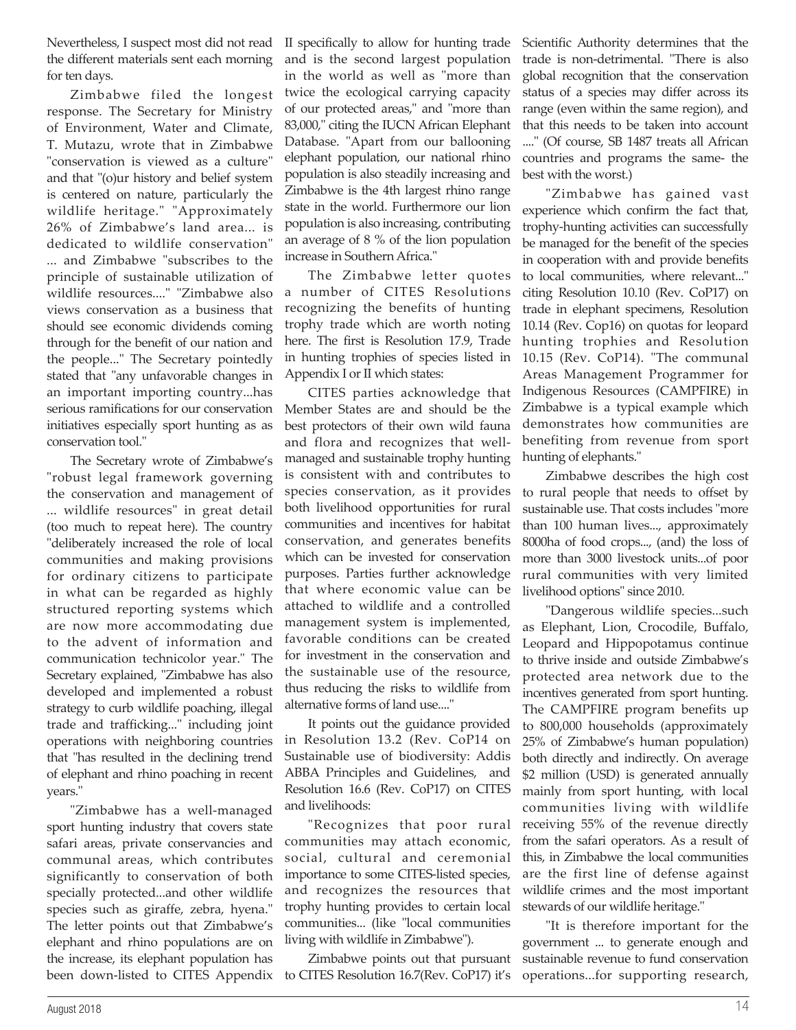Nevertheless, I suspect most did not read the different materials sent each morning for ten days.

Zimbabwe filed the longest response. The Secretary for Ministry of Environment, Water and Climate, T. Mutazu, wrote that in Zimbabwe "conservation is viewed as a culture" and that "(o)ur history and belief system is centered on nature, particularly the wildlife heritage." "Approximately 26% of Zimbabwe's land area... is dedicated to wildlife conservation" ... and Zimbabwe "subscribes to the principle of sustainable utilization of wildlife resources...." "Zimbabwe also views conservation as a business that should see economic dividends coming through for the benefit of our nation and the people..." The Secretary pointedly stated that "any unfavorable changes in an important importing country...has serious ramifications for our conservation initiatives especially sport hunting as as conservation tool."

The Secretary wrote of Zimbabwe's "robust legal framework governing the conservation and management of ... wildlife resources" in great detail (too much to repeat here). The country "deliberately increased the role of local communities and making provisions for ordinary citizens to participate in what can be regarded as highly structured reporting systems which are now more accommodating due to the advent of information and communication technicolor year." The Secretary explained, "Zimbabwe has also developed and implemented a robust strategy to curb wildlife poaching, illegal trade and trafficking..." including joint operations with neighboring countries that "has resulted in the declining trend of elephant and rhino poaching in recent years."

"Zimbabwe has a well-managed sport hunting industry that covers state safari areas, private conservancies and communal areas, which contributes significantly to conservation of both specially protected...and other wildlife species such as giraffe, zebra, hyena." The letter points out that Zimbabwe's elephant and rhino populations are on the increase, its elephant population has been down-listed to CITES Appendix II specifically to allow for hunting trade and is the second largest population in the world as well as "more than twice the ecological carrying capacity of our protected areas," and "more than 83,000," citing the IUCN African Elephant Database. "Apart from our ballooning elephant population, our national rhino population is also steadily increasing and Zimbabwe is the 4th largest rhino range state in the world. Furthermore our lion population is also increasing, contributing an average of 8 % of the lion population increase in Southern Africa."

The Zimbabwe letter quotes a number of CITES Resolutions recognizing the benefits of hunting trophy trade which are worth noting here. The first is Resolution 17.9, Trade in hunting trophies of species listed in Appendix I or II which states:

CITES parties acknowledge that Member States are and should be the best protectors of their own wild fauna and flora and recognizes that well-managed and sustainable trophy hunting is consistent with and contributes to species conservation, as it provides both livelihood opportunities for rural communities and incentives for habitat conservation, and generates benefits which can be invested for conservation purposes. Parties further acknowledge that where economic value can be attached to wildlife and a controlled management system is implemented, favorable conditions can be created for investment in the conservation and the sustainable use of the resource, thus reducing the risks to wildlife from alternative forms of land use...."

It points out the guidance provided in Resolution 13.2 (Rev. CoP14 on Sustainable use of biodiversity: Addis ABBA Principles and Guidelines, and Resolution 16.6 (Rev. CoP17) on CITES and livelihoods:

"Recognizes that poor rural communities may attach economic, social, cultural and ceremonial importance to some CITES-listed species, and recognizes the resources that trophy hunting provides to certain local communities... (like "local communities living with wildlife in Zimbabwe").

Zimbabwe points out that pursuant to CITES Resolution 16.7(Rev. CoP17) it's Scientific Authority determines that the trade is non-detrimental. "There is also global recognition that the conservation status of a species may differ across its range (even within the same region), and that this needs to be taken into account ...." (Of course, SB 1487 treats all African countries and programs the same- the best with the worst.)

"Zimbabwe has gained vast experience which confirm the fact that, trophy-hunting activities can successfully be managed for the benefit of the species in cooperation with and provide benefits to local communities, where relevant..." citing Resolution 10.10 (Rev. CoP17) on trade in elephant specimens, Resolution 10.14 (Rev. Cop16) on quotas for leopard hunting trophies and Resolution 10.15 (Rev. CoP14). "The communal Areas Management Programmer for Indigenous Resources (CAMPFIRE) in Zimbabwe is a typical example which demonstrates how communities are benefiting from revenue from sport hunting of elephants."

Zimbabwe describes the high cost to rural people that needs to offset by sustainable use. That costs includes "more than 100 human lives..., approximately 8000ha of food crops..., (and) the loss of more than 3000 livestock units...of poor rural communities with very limited livelihood options" since 2010.

"Dangerous wildlife species...such as Elephant, Lion, Crocodile, Buffalo, Leopard and Hippopotamus continue to thrive inside and outside Zimbabwe's protected area network due to the incentives generated from sport hunting. The CAMPFIRE program benefits up to 800,000 households (approximately 25% of Zimbabwe's human population) both directly and indirectly. On average $2 million (USD) is generated annually mainly from sport hunting, with local communities living with wildlife receiving 55% of the revenue directly from the safari operators. As a result of this, in Zimbabwe the local communities are the first line of defense against wildlife crimes and the most important stewards of our wildlife heritage."

"It is therefore important for the government ... to generate enough and sustainable revenue to fund conservation operations...for supporting research,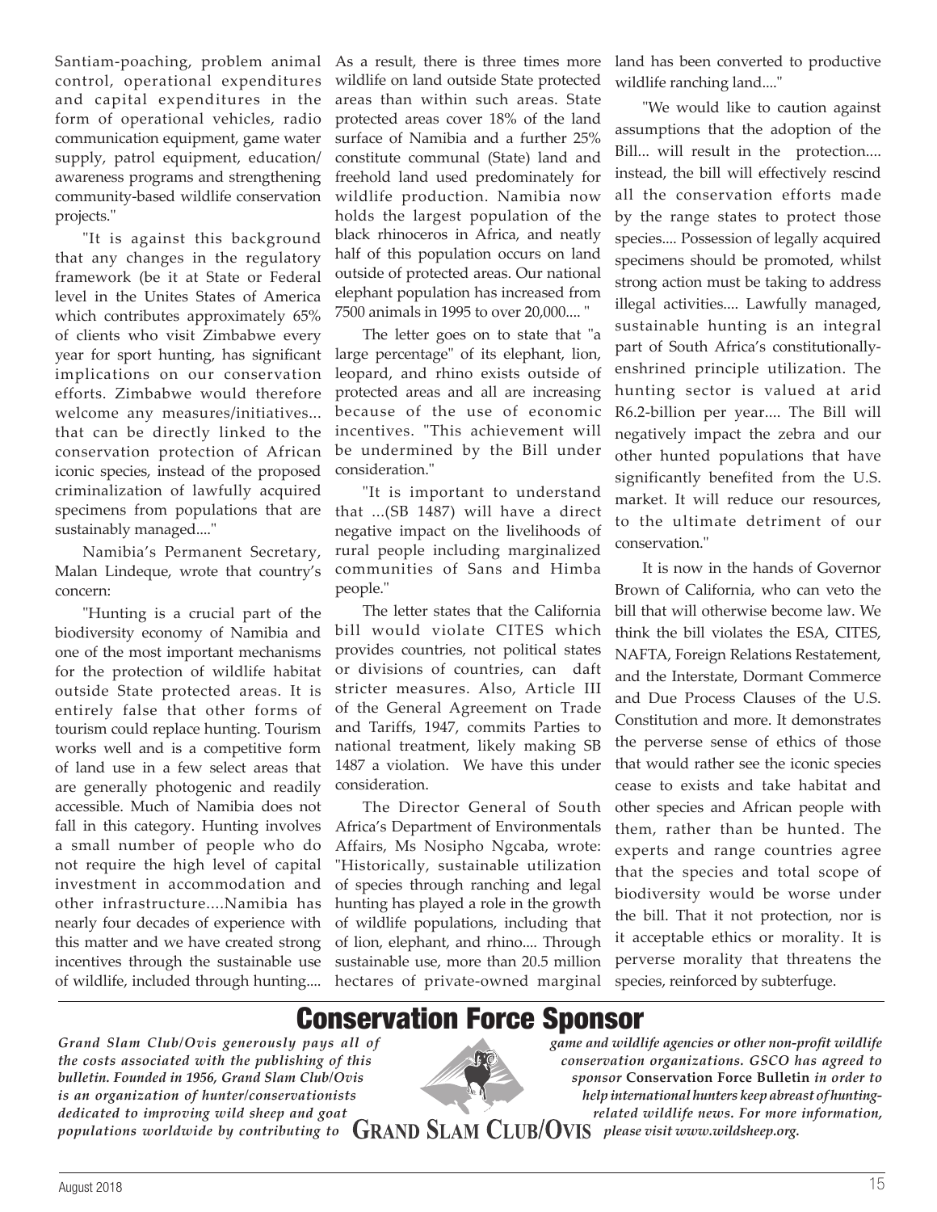Santiam-poaching, problem animal control, operational expenditures and capital expenditures in the form of operational vehicles, radio communication equipment, game water supply, patrol equipment, education/ awareness programs and strengthening community-based wildlife conservation projects."

"It is against this background that any changes in the regulatory framework (be it at State or Federal level in the Unites States of America which contributes approximately 65% of clients who visit Zimbabwe every year for sport hunting, has significant implications on our conservation efforts. Zimbabwe would therefore welcome any measures/initiatives... that can be directly linked to the conservation protection of African iconic species, instead of the proposed criminalization of lawfully acquired specimens from populations that are sustainably managed...."

Namibia's Permanent Secretary, Malan Lindeque, wrote that country's concern:

"Hunting is a crucial part of the biodiversity economy of Namibia and one of the most important mechanisms for the protection of wildlife habitat outside State protected areas. It is entirely false that other forms of tourism could replace hunting. Tourism works well and is a competitive form of land use in a few select areas that are generally photogenic and readily accessible. Much of Namibia does not fall in this category. Hunting involves a small number of people who do not require the high level of capital investment in accommodation and other infrastructure....Namibia has nearly four decades of experience with this matter and we have created strong incentives through the sustainable use of wildlife, included through hunting.... As a result, there is three times more wildlife on land outside State protected areas than within such areas. State protected areas cover 18% of the land surface of Namibia and a further 25% constitute communal (State) land and freehold land used predominately for wildlife production. Namibia now holds the largest population of the black rhinoceros in Africa, and neatly half of this population occurs on land outside of protected areas. Our national elephant population has increased from 7500 animals in 1995 to over 20,000.... "

The letter goes on to state that "a large percentage" of its elephant, lion, leopard, and rhino exists outside of protected areas and all are increasing because of the use of economic incentives. "This achievement will be undermined by the Bill under consideration."

"It is important to understand that ...(SB 1487) will have a direct negative impact on the livelihoods of rural people including marginalized communities of Sans and Himba people."

The letter states that the California bill would violate CITES which provides countries, not political states or divisions of countries, can daft stricter measures. Also, Article III of the General Agreement on Trade and Tariffs, 1947, commits Parties to national treatment, likely making SB 1487 a violation. We have this under consideration.

The Director General of South Africa's Department of Environmentals Affairs, Ms Nosipho Ngcaba, wrote: "Historically, sustainable utilization of species through ranching and legal hunting has played a role in the growth of wildlife populations, including that of lion, elephant, and rhino.... Through sustainable use, more than 20.5 million hectares of private-owned marginal land has been converted to productive wildlife ranching land...."

"We would like to caution against assumptions that the adoption of the Bill... will result in the protection.... instead, the bill will effectively rescind all the conservation efforts made by the range states to protect those species.... Possession of legally acquired specimens should be promoted, whilst strong action must be taking to address illegal activities.... Lawfully managed, sustainable hunting is an integral part of South Africa's constitutionally-enshrined principle utilization. The hunting sector is valued at arid R6.2-billion per year.... The Bill will negatively impact the zebra and our other hunted populations that have significantly benefited from the U.S. market. It will reduce our resources, to the ultimate detriment of our conservation."

It is now in the hands of Governor Brown of California, who can veto the bill that will otherwise become law. We think the bill violates the ESA, CITES, NAFTA, Foreign Relations Restatement, and the Interstate, Dormant Commerce and Due Process Clauses of the U.S. Constitution and more. It demonstrates the perverse sense of ethics of those that would rather see the iconic species cease to exists and take habitat and other species and African people with them, rather than be hunted. The experts and range countries agree that the species and total scope of biodiversity would be worse under the bill. That it not protection, nor is it acceptable ethics or morality. It is perverse morality that threatens the species, reinforced by subterfuge.

## Conservation Force Sponsor

***Grand Slam Club/Ovis generously pays all of the costs associated with the publishing of this bulletin. Founded in 1956, Grand Slam Club/Ovis is an organization of hunter/conservationists dedicated to improving wild sheep and goat populations worldwide by contributing to game and wildlife agencies or other non-profit wildlife conservation organizations. GSCO has agreed to sponsor* Conservation Force Bulletin *in order to help international hunters keep abreast of hunting-related wildlife news. For more information, please visit www.wildsheep.org.***

GRAND SLAM CLUB/OVIS